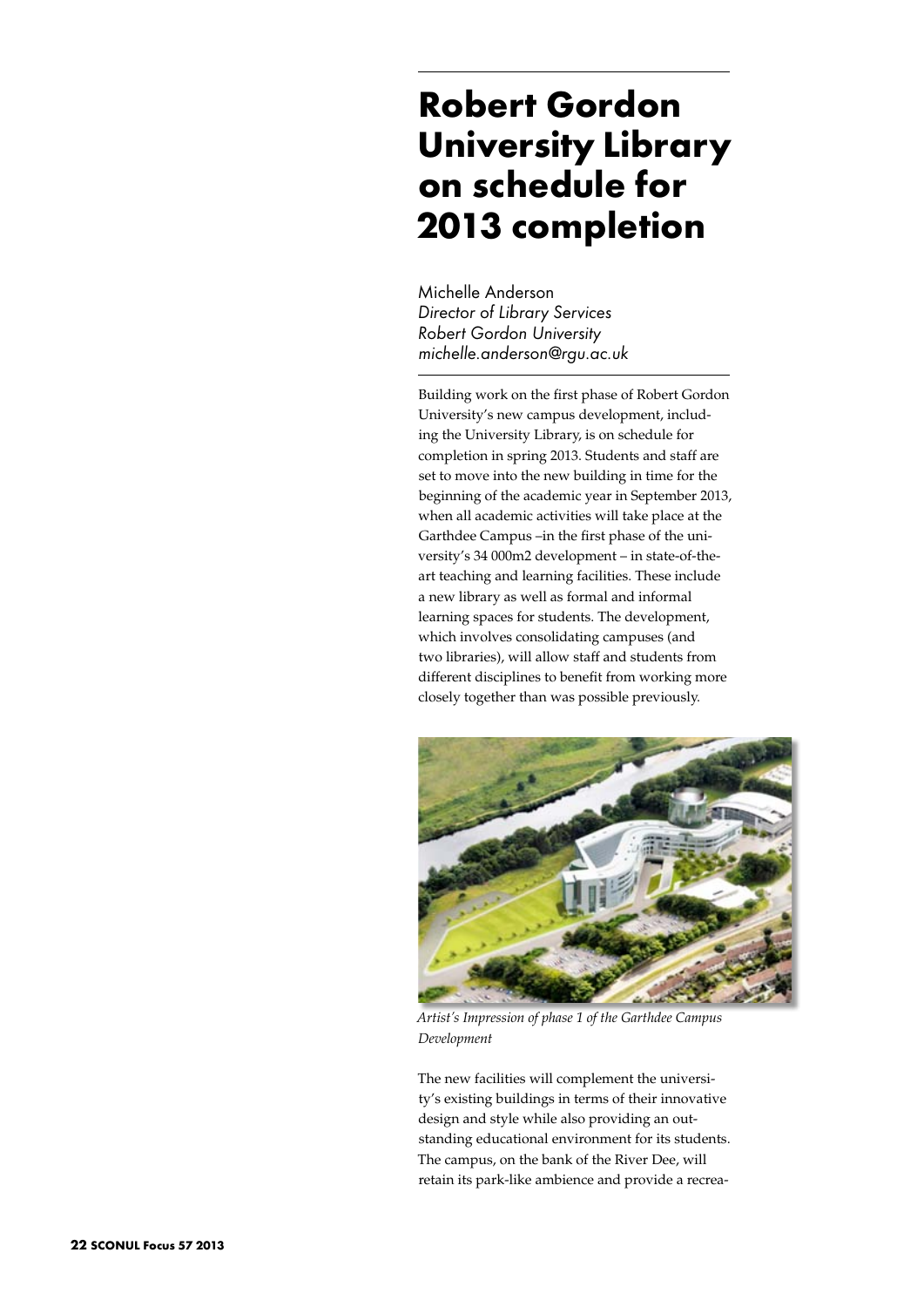# Robert Gordon University Library on schedule for 2013 completion

Michelle Anderson
*Director of Library Services*
*Robert Gordon University*
*michelle.anderson@rgu.ac.uk*

Building work on the first phase of Robert Gordon University's new campus development, including the University Library, is on schedule for completion in spring 2013. Students and staff are set to move into the new building in time for the beginning of the academic year in September 2013, when all academic activities will take place at the Garthdee Campus –in the first phase of the university's 34 000m2 development – in state-of-the-art teaching and learning facilities. These include a new library as well as formal and informal learning spaces for students. The development, which involves consolidating campuses (and two libraries), will allow staff and students from different disciplines to benefit from working more closely together than was possible previously.

*Artist's Impression of phase 1 of the Garthdee Campus Development*

The new facilities will complement the university's existing buildings in terms of their innovative design and style while also providing an outstanding educational environment for its students. The campus, on the bank of the River Dee, will retain its park-like ambience and provide a recrea-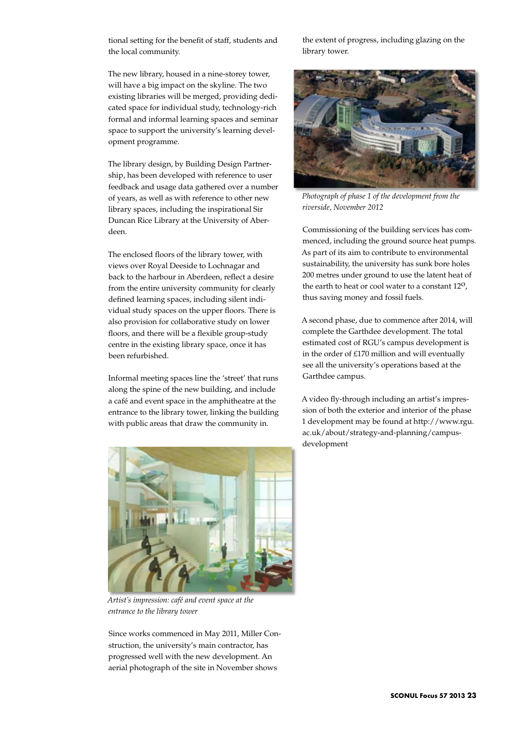tional setting for the benefit of staff, students and the local community.

The new library, housed in a nine-storey tower, will have a big impact on the skyline. The two existing libraries will be merged, providing dedicated space for individual study, technology-rich formal and informal learning spaces and seminar space to support the university's learning development programme.

The library design, by Building Design Partnership, has been developed with reference to user feedback and usage data gathered over a number of years, as well as with reference to other new library spaces, including the inspirational Sir Duncan Rice Library at the University of Aberdeen.

The enclosed floors of the library tower, with views over Royal Deeside to Lochnagar and back to the harbour in Aberdeen, reflect a desire from the entire university community for clearly defined learning spaces, including silent individual study spaces on the upper floors. There is also provision for collaborative study on lower floors, and there will be a flexible group-study centre in the existing library space, once it has been refurbished.

Informal meeting spaces line the 'street' that runs along the spine of the new building, and include a café and event space in the amphitheatre at the entrance to the library tower, linking the building with public areas that draw the community in.

*Artist's impression: café and event space at the entrance to the library tower*

Since works commenced in May 2011, Miller Construction, the university's main contractor, has progressed well with the new development. An aerial photograph of the site in November shows the extent of progress, including glazing on the library tower.

*Photograph of phase 1 of the development from the riverside, November 2012*

Commissioning of the building services has commenced, including the ground source heat pumps. As part of its aim to contribute to environmental sustainability, the university has sunk bore holes 200 metres under ground to use the latent heat of the earth to heat or cool water to a constant 12°, thus saving money and fossil fuels.

A second phase, due to commence after 2014, will complete the Garthdee development. The total estimated cost of RGU's campus development is in the order of £170 million and will eventually see all the university's operations based at the Garthdee campus.

A video fly-through including an artist's impression of both the exterior and interior of the phase 1 development may be found at http://www.rgu.ac.uk/about/strategy-and-planning/campus-development